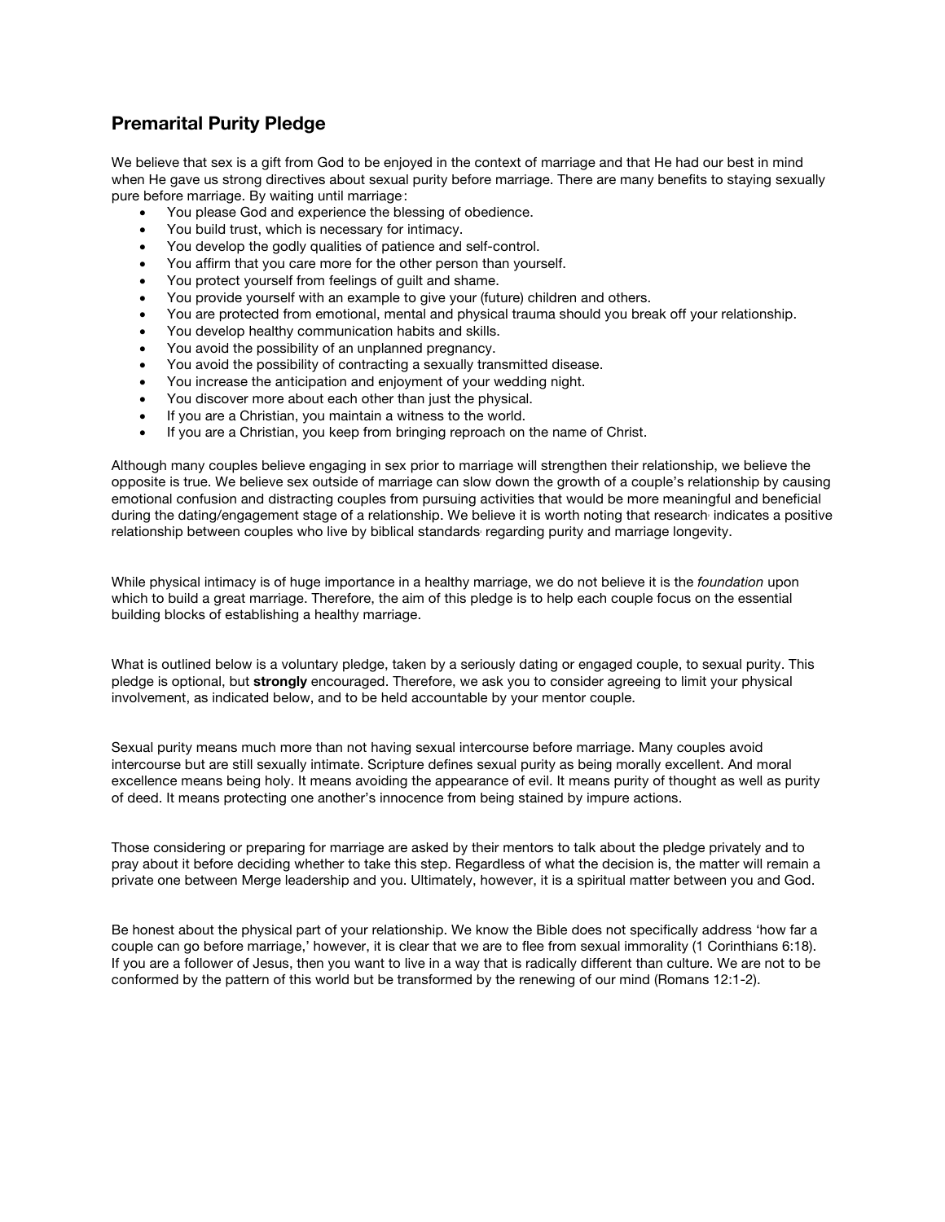## Premarital Purity Pledge

We believe that sex is a gift from God to be enjoyed in the context of marriage and that He had our best in mind when He gave us strong directives about sexual purity before marriage. There are many benefits to staying sexually pure before marriage. By waiting until marriage:

- You please God and experience the blessing of obedience.
- You build trust, which is necessary for intimacy.
- You develop the godly qualities of patience and self-control.
- You affirm that you care more for the other person than yourself.
- You protect yourself from feelings of guilt and shame.
- You provide yourself with an example to give your (future) children and others.
- You are protected from emotional, mental and physical trauma should you break off your relationship.
- You develop healthy communication habits and skills.
- You avoid the possibility of an unplanned pregnancy.
- You avoid the possibility of contracting a sexually transmitted disease.
- You increase the anticipation and enjoyment of your wedding night.
- You discover more about each other than just the physical.
- If you are a Christian, you maintain a witness to the world.
- If you are a Christian, you keep from bringing reproach on the name of Christ.

Although many couples believe engaging in sex prior to marriage will strengthen their relationship, we believe the opposite is true. We believe sex outside of marriage can slow down the growth of a couple's relationship by causing emotional confusion and distracting couples from pursuing activities that would be more meaningful and beneficial during the dating/engagement stage of a relationship. We believe it is worth noting that research indicates a positive relationship between couples who live by biblical standards regarding purity and marriage longevity.

While physical intimacy is of huge importance in a healthy marriage, we do not believe it is the *foundation* upon which to build a great marriage. Therefore, the aim of this pledge is to help each couple focus on the essential building blocks of establishing a healthy marriage.

What is outlined below is a voluntary pledge, taken by a seriously dating or engaged couple, to sexual purity. This pledge is optional, but **strongly** encouraged. Therefore, we ask you to consider agreeing to limit your physical involvement, as indicated below, and to be held accountable by your mentor couple.

Sexual purity means much more than not having sexual intercourse before marriage. Many couples avoid intercourse but are still sexually intimate. Scripture defines sexual purity as being morally excellent. And moral excellence means being holy. It means avoiding the appearance of evil. It means purity of thought as well as purity of deed. It means protecting one another's innocence from being stained by impure actions.

Those considering or preparing for marriage are asked by their mentors to talk about the pledge privately and to pray about it before deciding whether to take this step. Regardless of what the decision is, the matter will remain a private one between Merge leadership and you. Ultimately, however, it is a spiritual matter between you and God.

Be honest about the physical part of your relationship. We know the Bible does not specifically address 'how far a couple can go before marriage,' however, it is clear that we are to flee from sexual immorality (1 Corinthians 6:18). If you are a follower of Jesus, then you want to live in a way that is radically different than culture. We are not to be conformed by the pattern of this world but be transformed by the renewing of our mind (Romans 12:1-2).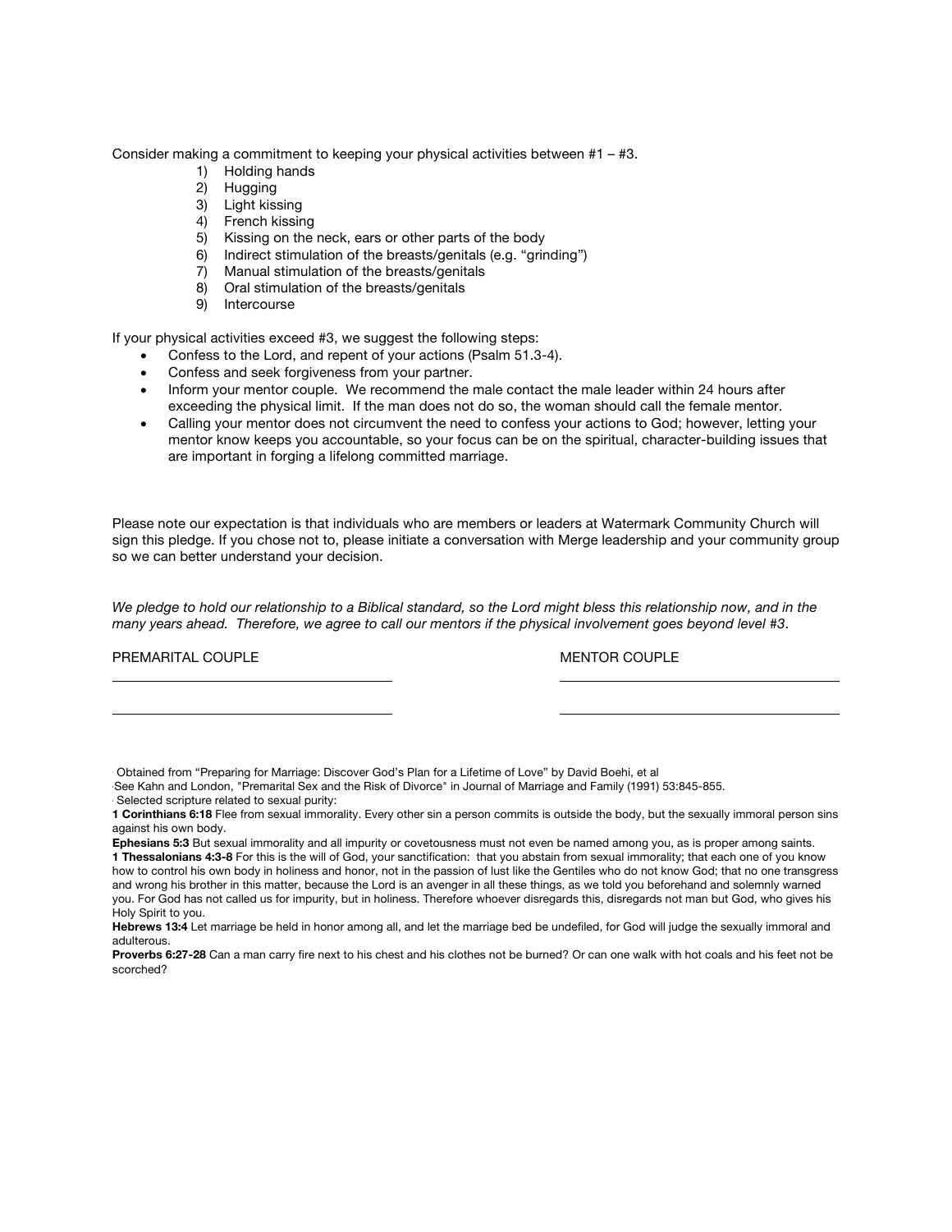Consider making a commitment to keeping your physical activities between #1 – #3.

1) Holding hands
2) Hugging
3) Light kissing
4) French kissing
5) Kissing on the neck, ears or other parts of the body
6) Indirect stimulation of the breasts/genitals (e.g. "grinding")
7) Manual stimulation of the breasts/genitals
8) Oral stimulation of the breasts/genitals
9) Intercourse

If your physical activities exceed #3, we suggest the following steps:

- Confess to the Lord, and repent of your actions (Psalm 51.3-4).
- Confess and seek forgiveness from your partner.
- Inform your mentor couple. We recommend the male contact the male leader within 24 hours after exceeding the physical limit. If the man does not do so, the woman should call the female mentor.
- Calling your mentor does not circumvent the need to confess your actions to God; however, letting your mentor know keeps you accountable, so your focus can be on the spiritual, character-building issues that are important in forging a lifelong committed marriage.

Please note our expectation is that individuals who are members or leaders at Watermark Community Church will sign this pledge. If you chose not to, please initiate a conversation with Merge leadership and your community group so we can better understand your decision.

*We pledge to hold our relationship to a Biblical standard, so the Lord might bless this relationship now, and in the many years ahead. Therefore, we agree to call our mentors if the physical involvement goes beyond level #3.*

| PREMARITAL COUPLE | MENTOR COUPLE |
|---|---|
| ______________________________ | ______________________________ |
| ______________________________ | ______________________________ |

[1] Obtained from "Preparing for Marriage: Discover God's Plan for a Lifetime of Love" by David Boehi, et al

[2] See Kahn and London, "Premarital Sex and the Risk of Divorce" in Journal of Marriage and Family (1991) 53:845-855.

[3] Selected scripture related to sexual purity:

**1 Corinthians 6:18** Flee from sexual immorality. Every other sin a person commits is outside the body, but the sexually immoral person sins against his own body.

**Ephesians 5:3** But sexual immorality and all impurity or covetousness must not even be named among you, as is proper among saints.

**1 Thessalonians 4:3-8** For this is the will of God, your sanctification: that you abstain from sexual immorality; that each one of you know how to control his own body in holiness and honor, not in the passion of lust like the Gentiles who do not know God; that no one transgress and wrong his brother in this matter, because the Lord is an avenger in all these things, as we told you beforehand and solemnly warned you. For God has not called us for impurity, but in holiness. Therefore whoever disregards this, disregards not man but God, who gives his Holy Spirit to you.

**Hebrews 13:4** Let marriage be held in honor among all, and let the marriage bed be undefiled, for God will judge the sexually immoral and adulterous.

**Proverbs 6:27-28** Can a man carry fire next to his chest and his clothes not be burned? Or can one walk with hot coals and his feet not be scorched?